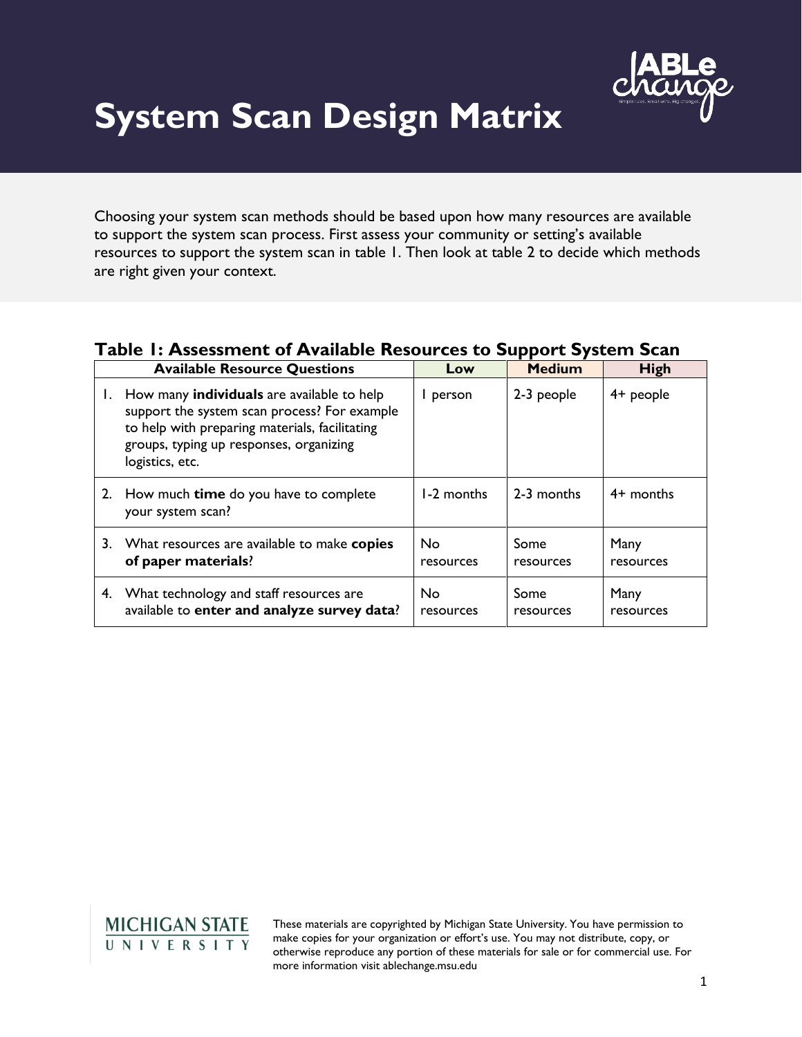# System Scan Design Matrix

Choosing your system scan methods should be based upon how many resources are available to support the system scan process. First assess your community or setting's available resources to support the system scan in table 1. Then look at table 2 to decide which methods are right given your context.

## Table 1: Assessment of Available Resources to Support System Scan

| Available Resource Questions | Low | Medium | High |
|---|---|---|---|
| 1. How many **individuals** are available to help support the system scan process? For example to help with preparing materials, facilitating groups, typing up responses, organizing logistics, etc. | 1 person | 2-3 people | 4+ people |
| 2. How much **time** do you have to complete your system scan? | 1-2 months | 2-3 months | 4+ months |
| 3. What resources are available to make **copies of paper materials**? | No resources | Some resources | Many resources |
| 4. What technology and staff resources are available to **enter and analyze survey data**? | No resources | Some resources | Many resources |

MICHIGAN STATE UNIVERSITY

These materials are copyrighted by Michigan State University. You have permission to make copies for your organization or effort's use. You may not distribute, copy, or otherwise reproduce any portion of these materials for sale or for commercial use. For more information visit ablechange.msu.edu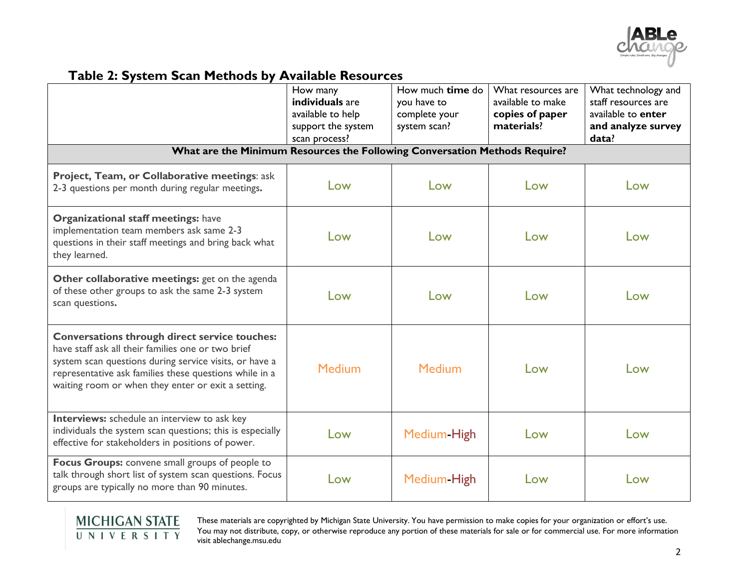## Table 2: System Scan Methods by Available Resources

| | How many **individuals** are available to help support the system scan process? | How much **time** do you have to complete your system scan? | What resources are available to make **copies of paper materials**? | What technology and staff resources are available to **enter and analyze survey data**? |
|---|---|---|---|---|
| **What are the Minimum Resources the Following Conversation Methods Require?** | | | | |
| **Project, Team, or Collaborative meetings**: ask 2-3 questions per month during regular meetings**.** | Low | Low | Low | Low |
| **Organizational staff meetings:** have implementation team members ask same 2-3 questions in their staff meetings and bring back what they learned. | Low | Low | Low | Low |
| **Other collaborative meetings:** get on the agenda of these other groups to ask the same 2-3 system scan questions**.** | Low | Low | Low | Low |
| **Conversations through direct service touches:** have staff ask all their families one or two brief system scan questions during service visits, or have a representative ask families these questions while in a waiting room or when they enter or exit a setting. | Medium | Medium | Low | Low |
| **Interviews:** schedule an interview to ask key individuals the system scan questions; this is especially effective for stakeholders in positions of power. | Low | Medium-High | Low | Low |
| **Focus Groups:** convene small groups of people to talk through short list of system scan questions. Focus groups are typically no more than 90 minutes. | Low | Medium-High | Low | Low |

These materials are copyrighted by Michigan State University. You have permission to make copies for your organization or effort's use. You may not distribute, copy, or otherwise reproduce any portion of these materials for sale or for commercial use. For more information visit ablechange.msu.edu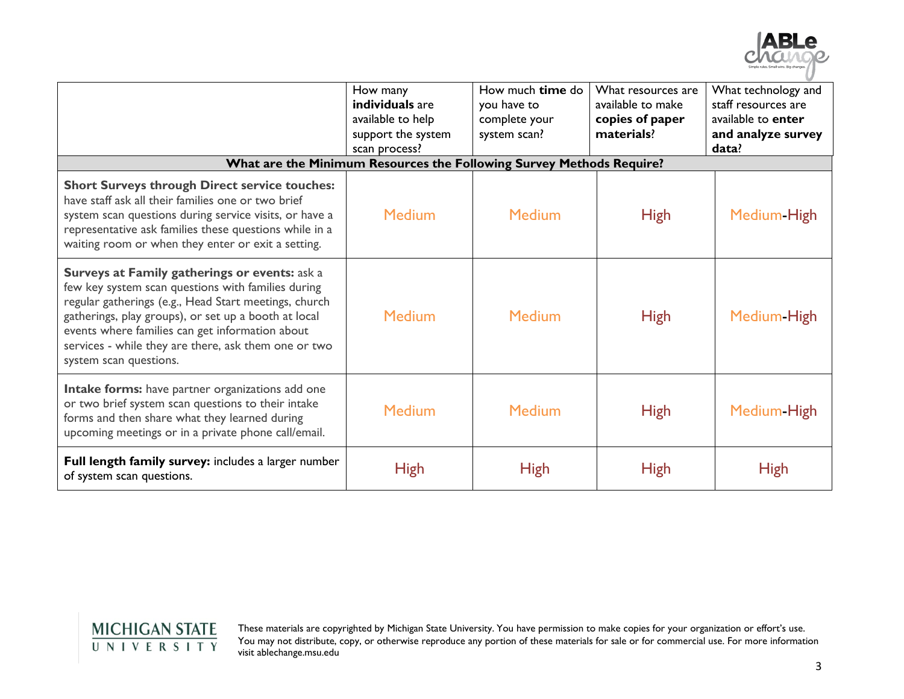| | How many **individuals** are available to help support the system scan process? | How much **time** do you have to complete your system scan? | What resources are available to make **copies of paper materials**? | What technology and staff resources are available to **enter and analyze survey data**? |
|---|---|---|---|---|
| **What are the Minimum Resources the Following Survey Methods Require?** | | | | |
| **Short Surveys through Direct service touches:** have staff ask all their families one or two brief system scan questions during service visits, or have a representative ask families these questions while in a waiting room or when they enter or exit a setting. | Medium | Medium | High | Medium-High |
| **Surveys at Family gatherings or events:** ask a few key system scan questions with families during regular gatherings (e.g., Head Start meetings, church gatherings, play groups), or set up a booth at local events where families can get information about services - while they are there, ask them one or two system scan questions. | Medium | Medium | High | Medium-High |
| **Intake forms:** have partner organizations add one or two brief system scan questions to their intake forms and then share what they learned during upcoming meetings or in a private phone call/email. | Medium | Medium | High | Medium-High |
| **Full length family survey:** includes a larger number of system scan questions. | High | High | High | High |

These materials are copyrighted by Michigan State University. You have permission to make copies for your organization or effort's use. You may not distribute, copy, or otherwise reproduce any portion of these materials for sale or for commercial use. For more information visit ablechange.msu.edu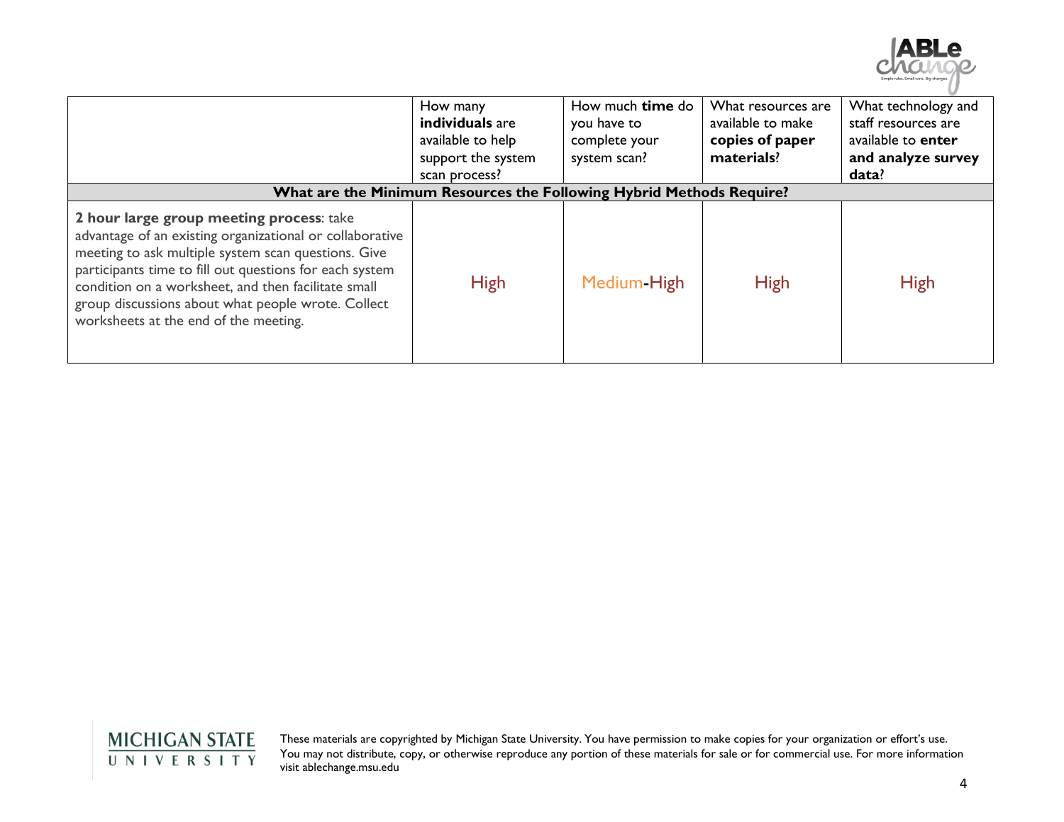| | How many **individuals** are available to help support the system scan process? | How much **time** do you have to complete your system scan? | What resources are available to make **copies of paper materials**? | What technology and staff resources are available to **enter and analyze survey data**? |
|---|---|---|---|---|
| **What are the Minimum Resources the Following Hybrid Methods Require?** | | | | |
| **2 hour large group meeting process**: take advantage of an existing organizational or collaborative meeting to ask multiple system scan questions. Give participants time to fill out questions for each system condition on a worksheet, and then facilitate small group discussions about what people wrote. Collect worksheets at the end of the meeting. | High | Medium-High | High | High |

These materials are copyrighted by Michigan State University. You have permission to make copies for your organization or effort's use. You may not distribute, copy, or otherwise reproduce any portion of these materials for sale or for commercial use. For more information visit ablechange.msu.edu